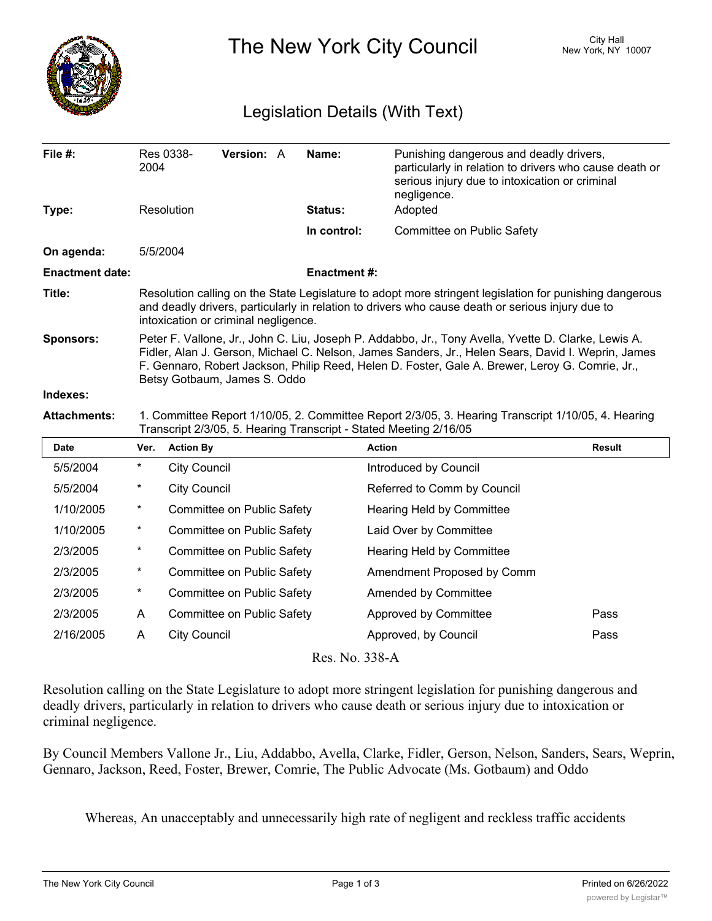# The New York City Council

City Hall
New York, NY 10007

## Legislation Details (With Text)

| | | | |
|---|---|---|---|
| **File #:** | Res 0338-2004 **Version:** A | **Name:** | Punishing dangerous and deadly drivers, particularly in relation to drivers who cause death or serious injury due to intoxication or criminal negligence. |
| **Type:** | Resolution | **Status:** | Adopted |
| | | **In control:** | Committee on Public Safety |
| **On agenda:** | 5/5/2004 | | |
| **Enactment date:** | | **Enactment #:** | |

**Title:** Resolution calling on the State Legislature to adopt more stringent legislation for punishing dangerous and deadly drivers, particularly in relation to drivers who cause death or serious injury due to intoxication or criminal negligence.

**Sponsors:** Peter F. Vallone, Jr., John C. Liu, Joseph P. Addabbo, Jr., Tony Avella, Yvette D. Clarke, Lewis A. Fidler, Alan J. Gerson, Michael C. Nelson, James Sanders, Jr., Helen Sears, David I. Weprin, James F. Gennaro, Robert Jackson, Philip Reed, Helen D. Foster, Gale A. Brewer, Leroy G. Comrie, Jr., Betsy Gotbaum, James S. Oddo

**Indexes:**

**Attachments:** 1. Committee Report 1/10/05, 2. Committee Report 2/3/05, 3. Hearing Transcript 1/10/05, 4. Hearing Transcript 2/3/05, 5. Hearing Transcript - Stated Meeting 2/16/05

| Date | Ver. | Action By | Action | Result |
|---|---|---|---|---|
| 5/5/2004 | * | City Council | Introduced by Council | |
| 5/5/2004 | * | City Council | Referred to Comm by Council | |
| 1/10/2005 | * | Committee on Public Safety | Hearing Held by Committee | |
| 1/10/2005 | * | Committee on Public Safety | Laid Over by Committee | |
| 2/3/2005 | * | Committee on Public Safety | Hearing Held by Committee | |
| 2/3/2005 | * | Committee on Public Safety | Amendment Proposed by Comm | |
| 2/3/2005 | * | Committee on Public Safety | Amended by Committee | |
| 2/3/2005 | A | Committee on Public Safety | Approved by Committee | Pass |
| 2/16/2005 | A | City Council | Approved, by Council | Pass |

Res. No. 338-A

Resolution calling on the State Legislature to adopt more stringent legislation for punishing dangerous and deadly drivers, particularly in relation to drivers who cause death or serious injury due to intoxication or criminal negligence.

By Council Members Vallone Jr., Liu, Addabbo, Avella, Clarke, Fidler, Gerson, Nelson, Sanders, Sears, Weprin, Gennaro, Jackson, Reed, Foster, Brewer, Comrie, The Public Advocate (Ms. Gotbaum) and Oddo

Whereas, An unacceptably and unnecessarily high rate of negligent and reckless traffic accidents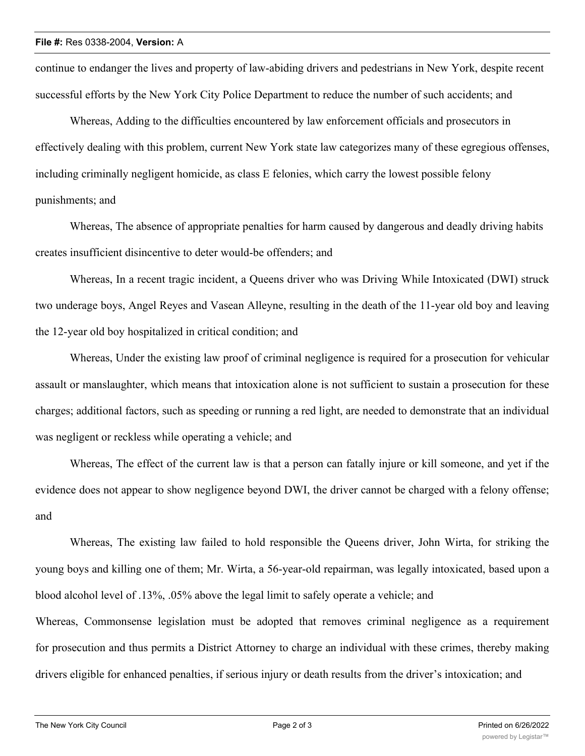continue to endanger the lives and property of law-abiding drivers and pedestrians in New York, despite recent successful efforts by the New York City Police Department to reduce the number of such accidents; and

Whereas, Adding to the difficulties encountered by law enforcement officials and prosecutors in effectively dealing with this problem, current New York state law categorizes many of these egregious offenses, including criminally negligent homicide, as class E felonies, which carry the lowest possible felony punishments; and

Whereas, The absence of appropriate penalties for harm caused by dangerous and deadly driving habits creates insufficient disincentive to deter would-be offenders; and

Whereas, In a recent tragic incident, a Queens driver who was Driving While Intoxicated (DWI) struck two underage boys, Angel Reyes and Vasean Alleyne, resulting in the death of the 11-year old boy and leaving the 12-year old boy hospitalized in critical condition; and

Whereas, Under the existing law proof of criminal negligence is required for a prosecution for vehicular assault or manslaughter, which means that intoxication alone is not sufficient to sustain a prosecution for these charges; additional factors, such as speeding or running a red light, are needed to demonstrate that an individual was negligent or reckless while operating a vehicle; and

Whereas, The effect of the current law is that a person can fatally injure or kill someone, and yet if the evidence does not appear to show negligence beyond DWI, the driver cannot be charged with a felony offense; and

Whereas, The existing law failed to hold responsible the Queens driver, John Wirta, for striking the young boys and killing one of them; Mr. Wirta, a 56-year-old repairman, was legally intoxicated, based upon a blood alcohol level of .13%, .05% above the legal limit to safely operate a vehicle; and

Whereas, Commonsense legislation must be adopted that removes criminal negligence as a requirement for prosecution and thus permits a District Attorney to charge an individual with these crimes, thereby making drivers eligible for enhanced penalties, if serious injury or death results from the driver's intoxication; and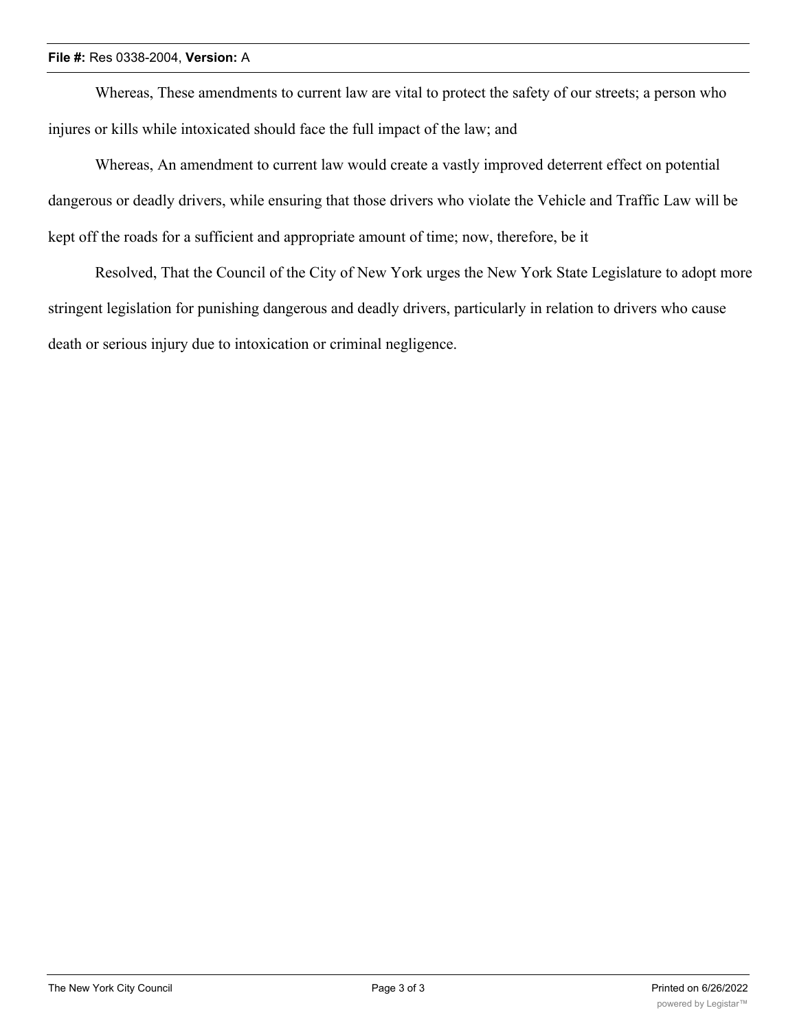Whereas, These amendments to current law are vital to protect the safety of our streets; a person who injures or kills while intoxicated should face the full impact of the law; and

Whereas, An amendment to current law would create a vastly improved deterrent effect on potential dangerous or deadly drivers, while ensuring that those drivers who violate the Vehicle and Traffic Law will be kept off the roads for a sufficient and appropriate amount of time; now, therefore, be it

Resolved, That the Council of the City of New York urges the New York State Legislature to adopt more stringent legislation for punishing dangerous and deadly drivers, particularly in relation to drivers who cause death or serious injury due to intoxication or criminal negligence.